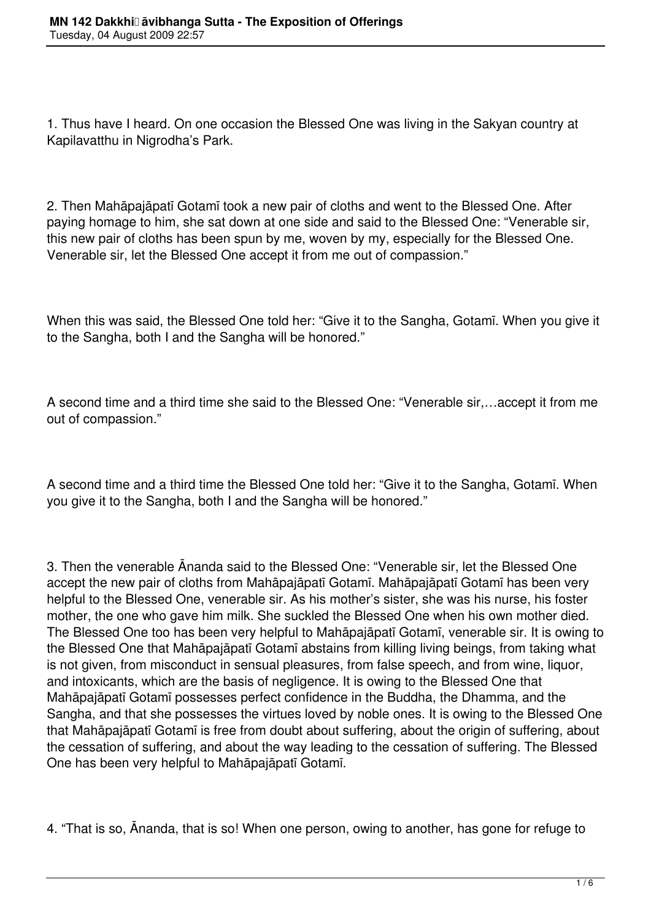1. Thus have I heard. On one occasion the Blessed One was living in the Sakyan country at Kapilavatthu in Nigrodha's Park.

2. Then Mahāpajāpatī Gotamī took a new pair of cloths and went to the Blessed One. After paying homage to him, she sat down at one side and said to the Blessed One: "Venerable sir, this new pair of cloths has been spun by me, woven by my, especially for the Blessed One. Venerable sir, let the Blessed One accept it from me out of compassion."

When this was said, the Blessed One told her: "Give it to the Sangha, Gotamī. When you give it to the Sangha, both I and the Sangha will be honored."

A second time and a third time she said to the Blessed One: "Venerable sir,…accept it from me out of compassion."

A second time and a third time the Blessed One told her: "Give it to the Sangha, Gotamī. When you give it to the Sangha, both I and the Sangha will be honored."

3. Then the venerable Ānanda said to the Blessed One: "Venerable sir, let the Blessed One accept the new pair of cloths from Mahāpajāpatī Gotamī. Mahāpajāpatī Gotamī has been very helpful to the Blessed One, venerable sir. As his mother's sister, she was his nurse, his foster mother, the one who gave him milk. She suckled the Blessed One when his own mother died. The Blessed One too has been very helpful to Mahāpajāpatī Gotamī, venerable sir. It is owing to the Blessed One that Mahāpajāpatī Gotamī abstains from killing living beings, from taking what is not given, from misconduct in sensual pleasures, from false speech, and from wine, liquor, and intoxicants, which are the basis of negligence. It is owing to the Blessed One that Mahāpajāpatī Gotamī possesses perfect confidence in the Buddha, the Dhamma, and the Sangha, and that she possesses the virtues loved by noble ones. It is owing to the Blessed One that Mahāpajāpatī Gotamī is free from doubt about suffering, about the origin of suffering, about the cessation of suffering, and about the way leading to the cessation of suffering. The Blessed One has been very helpful to Mahāpajāpatī Gotamī.

4. "That is so, Ānanda, that is so! When one person, owing to another, has gone for refuge to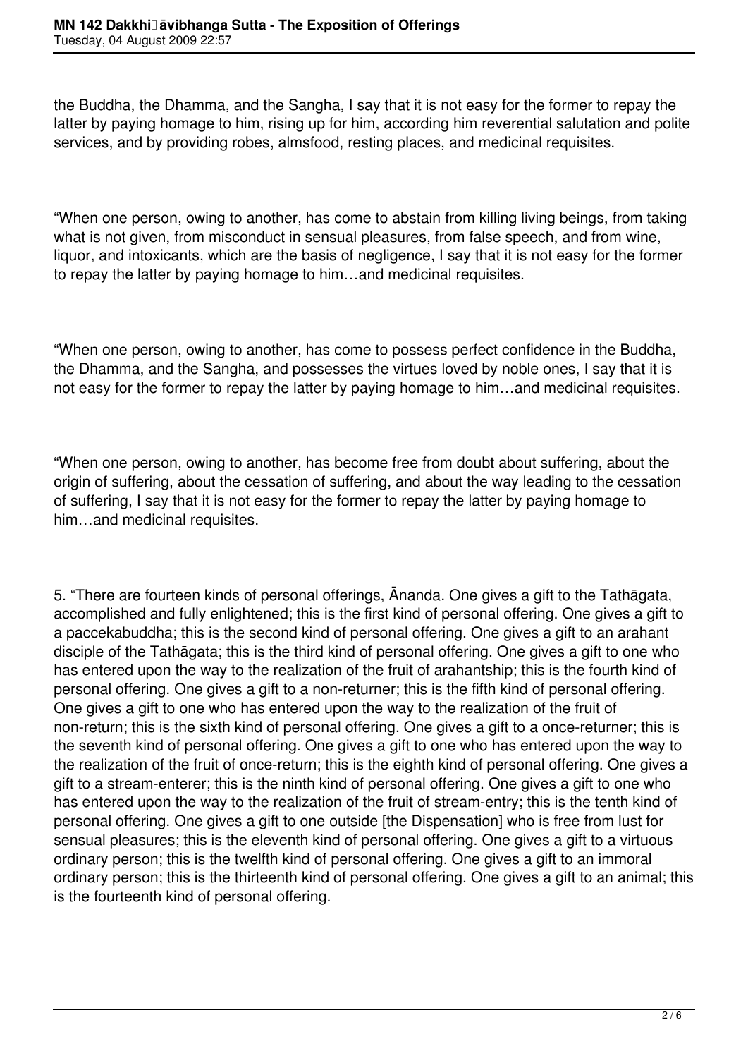the Buddha, the Dhamma, and the Sangha, I say that it is not easy for the former to repay the latter by paying homage to him, rising up for him, according him reverential salutation and polite services, and by providing robes, almsfood, resting places, and medicinal requisites.

"When one person, owing to another, has come to abstain from killing living beings, from taking what is not given, from misconduct in sensual pleasures, from false speech, and from wine, liquor, and intoxicants, which are the basis of negligence, I say that it is not easy for the former to repay the latter by paying homage to him…and medicinal requisites.

"When one person, owing to another, has come to possess perfect confidence in the Buddha, the Dhamma, and the Sangha, and possesses the virtues loved by noble ones, I say that it is not easy for the former to repay the latter by paying homage to him…and medicinal requisites.

"When one person, owing to another, has become free from doubt about suffering, about the origin of suffering, about the cessation of suffering, and about the way leading to the cessation of suffering, I say that it is not easy for the former to repay the latter by paying homage to him…and medicinal requisites.

5. "There are fourteen kinds of personal offerings, Ānanda. One gives a gift to the Tathāgata, accomplished and fully enlightened; this is the first kind of personal offering. One gives a gift to a paccekabuddha; this is the second kind of personal offering. One gives a gift to an arahant disciple of the Tathāgata; this is the third kind of personal offering. One gives a gift to one who has entered upon the way to the realization of the fruit of arahantship; this is the fourth kind of personal offering. One gives a gift to a non-returner; this is the fifth kind of personal offering. One gives a gift to one who has entered upon the way to the realization of the fruit of non-return; this is the sixth kind of personal offering. One gives a gift to a once-returner; this is the seventh kind of personal offering. One gives a gift to one who has entered upon the way to the realization of the fruit of once-return; this is the eighth kind of personal offering. One gives a gift to a stream-enterer; this is the ninth kind of personal offering. One gives a gift to one who has entered upon the way to the realization of the fruit of stream-entry; this is the tenth kind of personal offering. One gives a gift to one outside [the Dispensation] who is free from lust for sensual pleasures; this is the eleventh kind of personal offering. One gives a gift to a virtuous ordinary person; this is the twelfth kind of personal offering. One gives a gift to an immoral ordinary person; this is the thirteenth kind of personal offering. One gives a gift to an animal; this is the fourteenth kind of personal offering.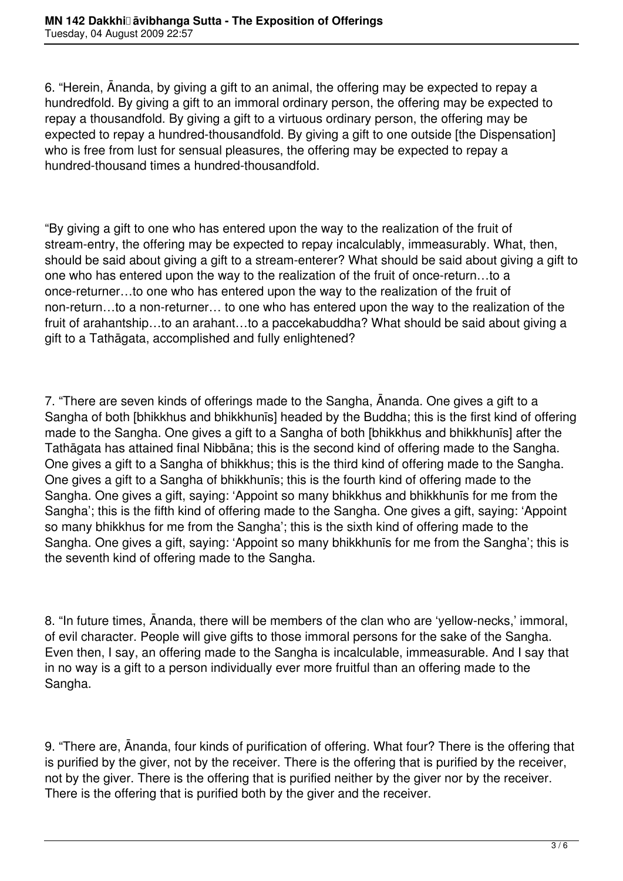6. “Herein, Ānanda, by giving a gift to an animal, the offering may be expected to repay a hundredfold. By giving a gift to an immoral ordinary person, the offering may be expected to repay a thousandfold. By giving a gift to a virtuous ordinary person, the offering may be expected to repay a hundred-thousandfold. By giving a gift to one outside [the Dispensation] who is free from lust for sensual pleasures, the offering may be expected to repay a hundred-thousand times a hundred-thousandfold.

“By giving a gift to one who has entered upon the way to the realization of the fruit of stream-entry, the offering may be expected to repay incalculably, immeasurably. What, then, should be said about giving a gift to a stream-enterer? What should be said about giving a gift to one who has entered upon the way to the realization of the fruit of once-return…to a once-returner…to one who has entered upon the way to the realization of the fruit of non-return…to a non-returner… to one who has entered upon the way to the realization of the fruit of arahantship…to an arahant…to a paccekabuddha? What should be said about giving a gift to a Tathāgata, accomplished and fully enlightened?

7. “There are seven kinds of offerings made to the Sangha, Ānanda. One gives a gift to a Sangha of both [bhikkhus and bhikkhunīs] headed by the Buddha; this is the first kind of offering made to the Sangha. One gives a gift to a Sangha of both [bhikkhus and bhikkhunīs] after the Tathāgata has attained final Nibbāna; this is the second kind of offering made to the Sangha. One gives a gift to a Sangha of bhikkhus; this is the third kind of offering made to the Sangha. One gives a gift to a Sangha of bhikkhunīs; this is the fourth kind of offering made to the Sangha. One gives a gift, saying: ‘Appoint so many bhikkhus and bhikkhunīs for me from the Sangha’; this is the fifth kind of offering made to the Sangha. One gives a gift, saying: ‘Appoint so many bhikkhus for me from the Sangha’; this is the sixth kind of offering made to the Sangha. One gives a gift, saying: ‘Appoint so many bhikkhunīs for me from the Sangha’; this is the seventh kind of offering made to the Sangha.

8. “In future times, Ānanda, there will be members of the clan who are ‘yellow-necks,’ immoral, of evil character. People will give gifts to those immoral persons for the sake of the Sangha. Even then, I say, an offering made to the Sangha is incalculable, immeasurable. And I say that in no way is a gift to a person individually ever more fruitful than an offering made to the Sangha.

9. “There are, Ānanda, four kinds of purification of offering. What four? There is the offering that is purified by the giver, not by the receiver. There is the offering that is purified by the receiver, not by the giver. There is the offering that is purified neither by the giver nor by the receiver. There is the offering that is purified both by the giver and the receiver.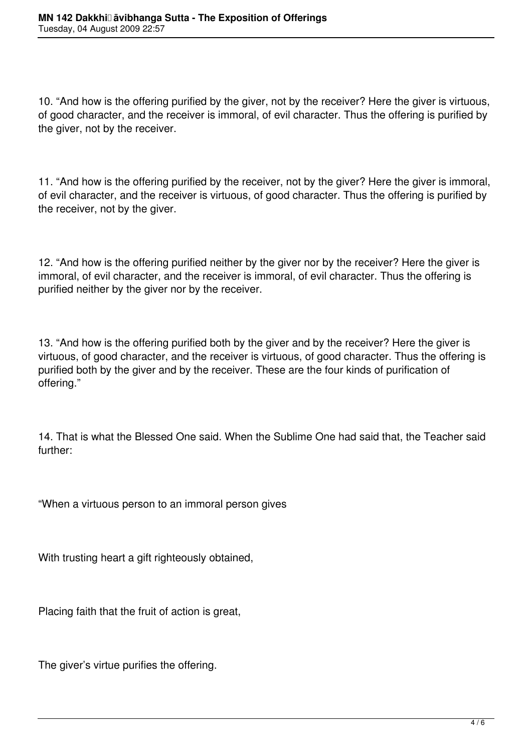10. “And how is the offering purified by the giver, not by the receiver? Here the giver is virtuous, of good character, and the receiver is immoral, of evil character. Thus the offering is purified by the giver, not by the receiver.

11. “And how is the offering purified by the receiver, not by the giver? Here the giver is immoral, of evil character, and the receiver is virtuous, of good character. Thus the offering is purified by the receiver, not by the giver.

12. “And how is the offering purified neither by the giver nor by the receiver? Here the giver is immoral, of evil character, and the receiver is immoral, of evil character. Thus the offering is purified neither by the giver nor by the receiver.

13. “And how is the offering purified both by the giver and by the receiver? Here the giver is virtuous, of good character, and the receiver is virtuous, of good character. Thus the offering is purified both by the giver and by the receiver. These are the four kinds of purification of offering.”

14. That is what the Blessed One said. When the Sublime One had said that, the Teacher said further:

“When a virtuous person to an immoral person gives

With trusting heart a gift righteously obtained,

Placing faith that the fruit of action is great,

The giver’s virtue purifies the offering.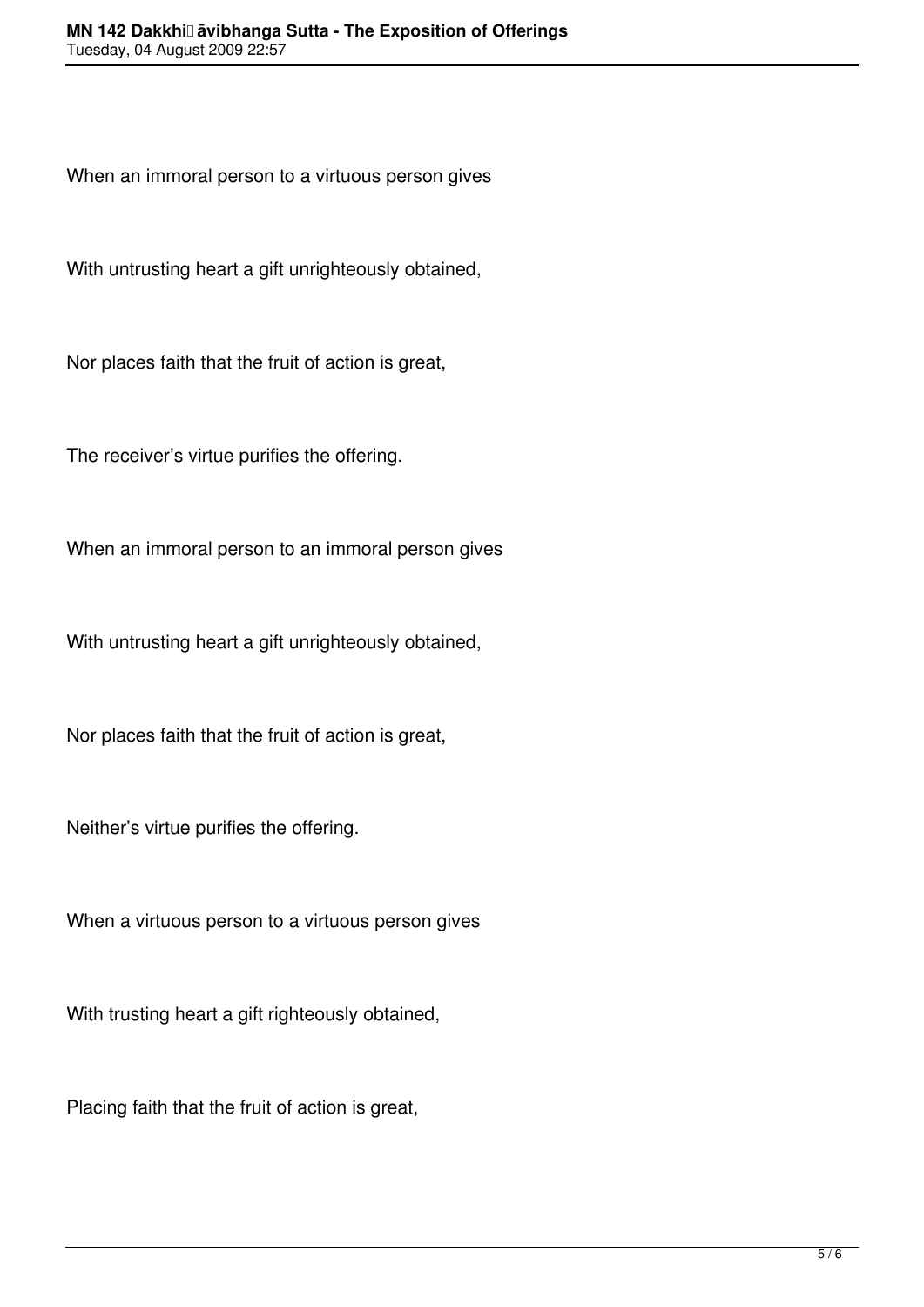When an immoral person to a virtuous person gives

With untrusting heart a gift unrighteously obtained,

Nor places faith that the fruit of action is great,

The receiver's virtue purifies the offering.

When an immoral person to an immoral person gives

With untrusting heart a gift unrighteously obtained,

Nor places faith that the fruit of action is great,

Neither's virtue purifies the offering.

When a virtuous person to a virtuous person gives

With trusting heart a gift righteously obtained,

Placing faith that the fruit of action is great,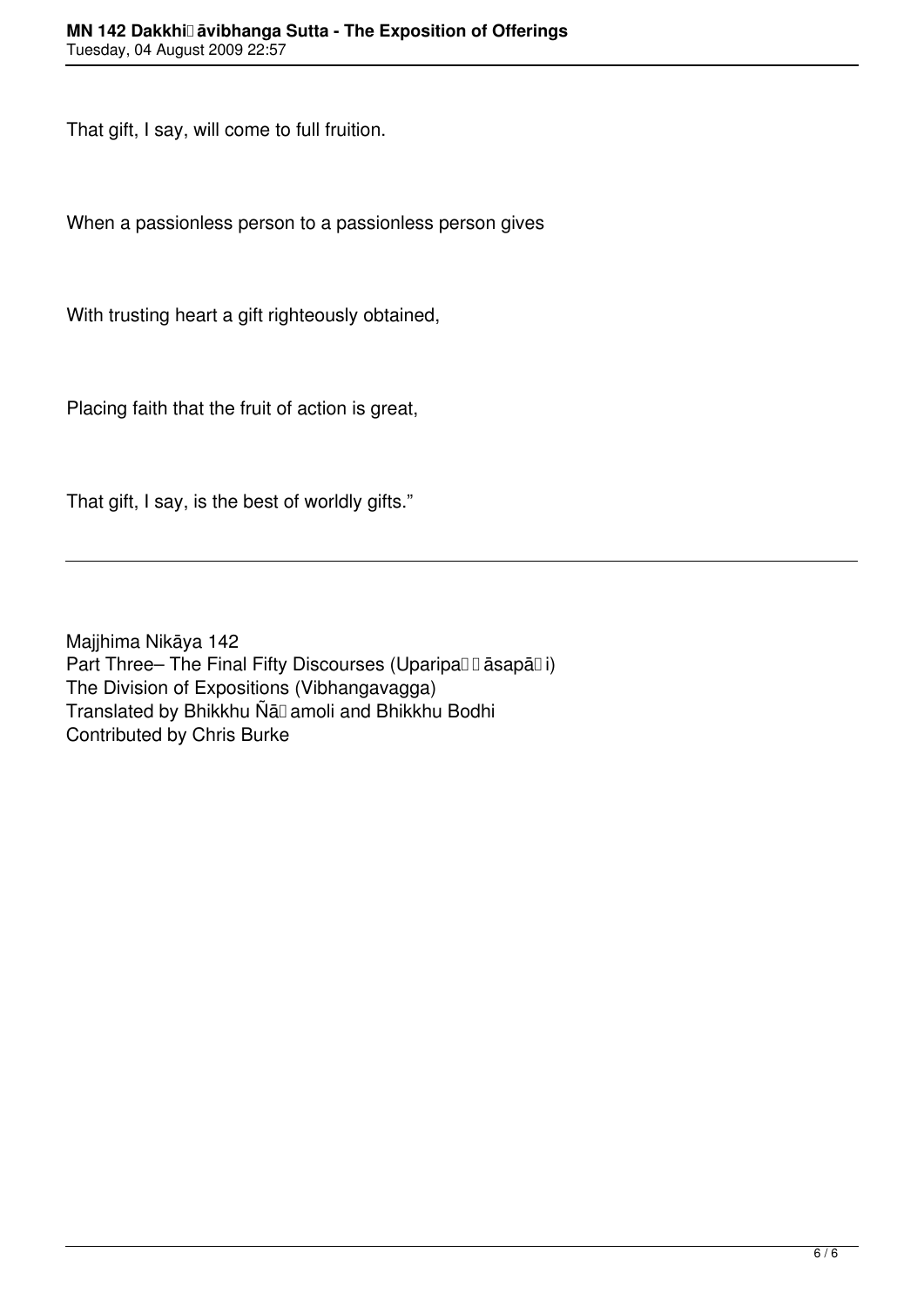That gift, I say, will come to full fruition.

When a passionless person to a passionless person gives

With trusting heart a gift righteously obtained,

Placing faith that the fruit of action is great,

That gift, I say, is the best of worldly gifts."

---

Majjhima Nikāya 142
Part Three– The Final Fifty Discourses (Uparipaṇṇāsapāḷi)
The Division of Expositions (Vibhangavagga)
Translated by Bhikkhu Ñāṇamoli and Bhikkhu Bodhi
Contributed by Chris Burke